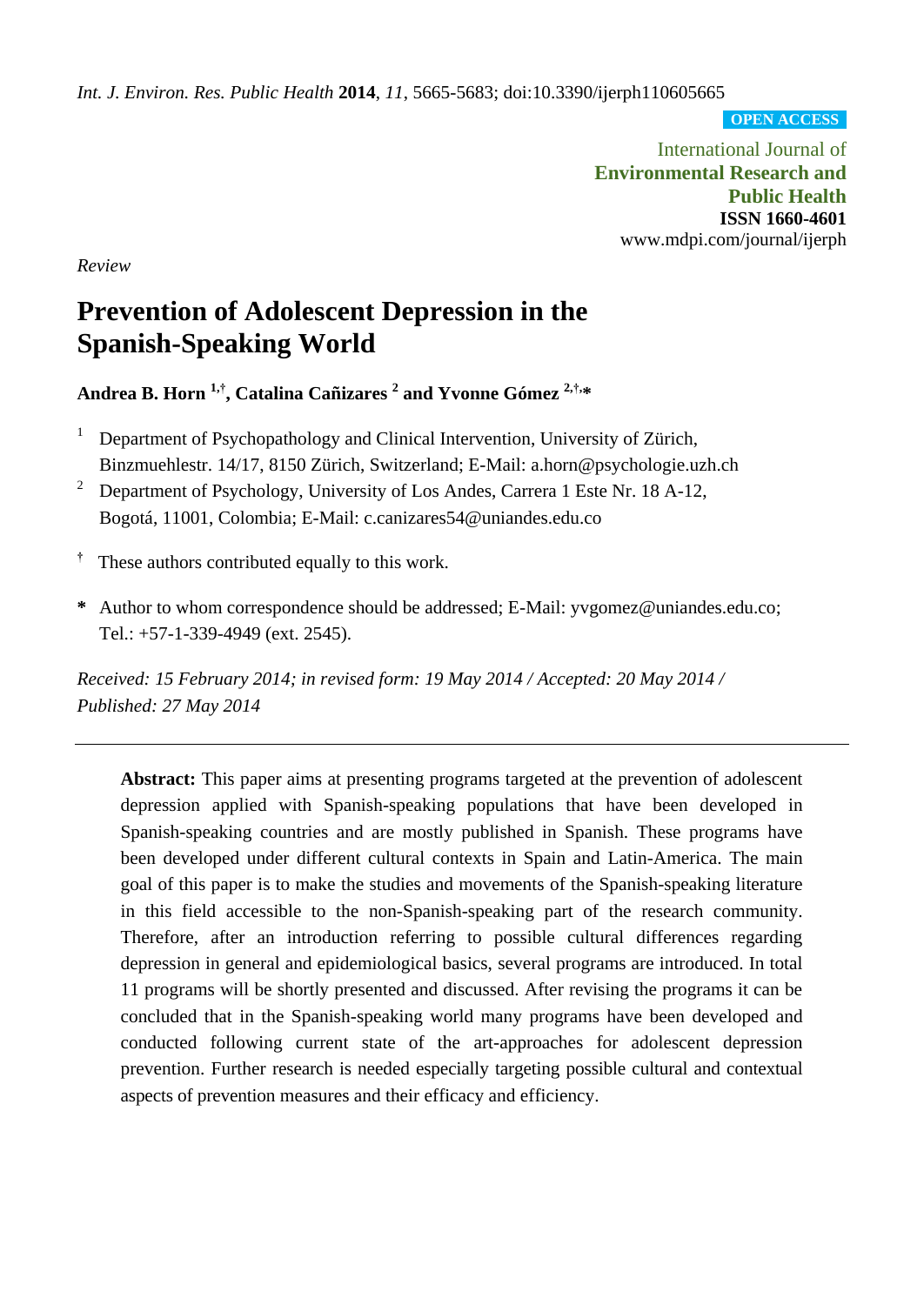*Int. J. Environ. Res. Public Health* **2014**, *11*, 5665-5683; doi:10.3390/ijerph110605665

**OPEN ACCESS**

International Journal of
**Environmental Research and Public Health**
**ISSN 1660-4601**
www.mdpi.com/journal/ijerph

*Review*

# Prevention of Adolescent Depression in the Spanish-Speaking World

**Andrea B. Horn [1,†], Catalina Cañizares [2] and Yvonne Gómez [2,†,*]**

[1] Department of Psychopathology and Clinical Intervention, University of Zürich, Binzmuehlestr. 14/17, 8150 Zürich, Switzerland; E-Mail: a.horn@psychologie.uzh.ch

[2] Department of Psychology, University of Los Andes, Carrera 1 Este Nr. 18 A-12, Bogotá, 11001, Colombia; E-Mail: c.canizares54@uniandes.edu.co

[†] These authors contributed equally to this work.

[*] Author to whom correspondence should be addressed; E-Mail: yvgomez@uniandes.edu.co; Tel.: +57-1-339-4949 (ext. 2545).

*Received: 15 February 2014; in revised form: 19 May 2014 / Accepted: 20 May 2014 / Published: 27 May 2014*

---

**Abstract:** This paper aims at presenting programs targeted at the prevention of adolescent depression applied with Spanish-speaking populations that have been developed in Spanish-speaking countries and are mostly published in Spanish. These programs have been developed under different cultural contexts in Spain and Latin-America. The main goal of this paper is to make the studies and movements of the Spanish-speaking literature in this field accessible to the non-Spanish-speaking part of the research community. Therefore, after an introduction referring to possible cultural differences regarding depression in general and epidemiological basics, several programs are introduced. In total 11 programs will be shortly presented and discussed. After revising the programs it can be concluded that in the Spanish-speaking world many programs have been developed and conducted following current state of the art-approaches for adolescent depression prevention. Further research is needed especially targeting possible cultural and contextual aspects of prevention measures and their efficacy and efficiency.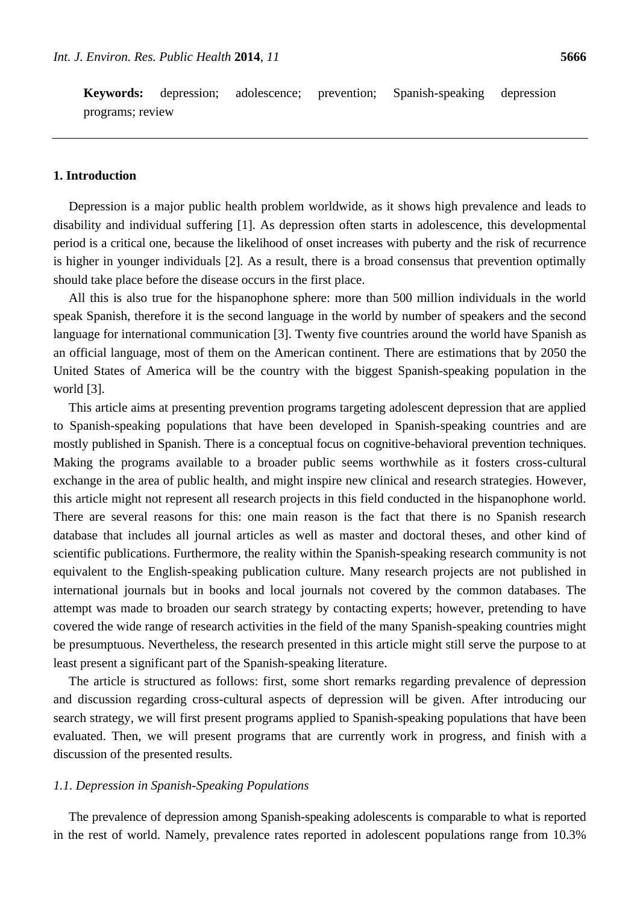**Keywords:** depression; adolescence; prevention; Spanish-speaking depression programs; review

## 1. Introduction

Depression is a major public health problem worldwide, as it shows high prevalence and leads to disability and individual suffering [1]. As depression often starts in adolescence, this developmental period is a critical one, because the likelihood of onset increases with puberty and the risk of recurrence is higher in younger individuals [2]. As a result, there is a broad consensus that prevention optimally should take place before the disease occurs in the first place.

All this is also true for the hispanophone sphere: more than 500 million individuals in the world speak Spanish, therefore it is the second language in the world by number of speakers and the second language for international communication [3]. Twenty five countries around the world have Spanish as an official language, most of them on the American continent. There are estimations that by 2050 the United States of America will be the country with the biggest Spanish-speaking population in the world [3].

This article aims at presenting prevention programs targeting adolescent depression that are applied to Spanish-speaking populations that have been developed in Spanish-speaking countries and are mostly published in Spanish. There is a conceptual focus on cognitive-behavioral prevention techniques. Making the programs available to a broader public seems worthwhile as it fosters cross-cultural exchange in the area of public health, and might inspire new clinical and research strategies. However, this article might not represent all research projects in this field conducted in the hispanophone world. There are several reasons for this: one main reason is the fact that there is no Spanish research database that includes all journal articles as well as master and doctoral theses, and other kind of scientific publications. Furthermore, the reality within the Spanish-speaking research community is not equivalent to the English-speaking publication culture. Many research projects are not published in international journals but in books and local journals not covered by the common databases. The attempt was made to broaden our search strategy by contacting experts; however, pretending to have covered the wide range of research activities in the field of the many Spanish-speaking countries might be presumptuous. Nevertheless, the research presented in this article might still serve the purpose to at least present a significant part of the Spanish-speaking literature.

The article is structured as follows: first, some short remarks regarding prevalence of depression and discussion regarding cross-cultural aspects of depression will be given. After introducing our search strategy, we will first present programs applied to Spanish-speaking populations that have been evaluated. Then, we will present programs that are currently work in progress, and finish with a discussion of the presented results.

### *1.1. Depression in Spanish-Speaking Populations*

The prevalence of depression among Spanish-speaking adolescents is comparable to what is reported in the rest of world. Namely, prevalence rates reported in adolescent populations range from 10.3%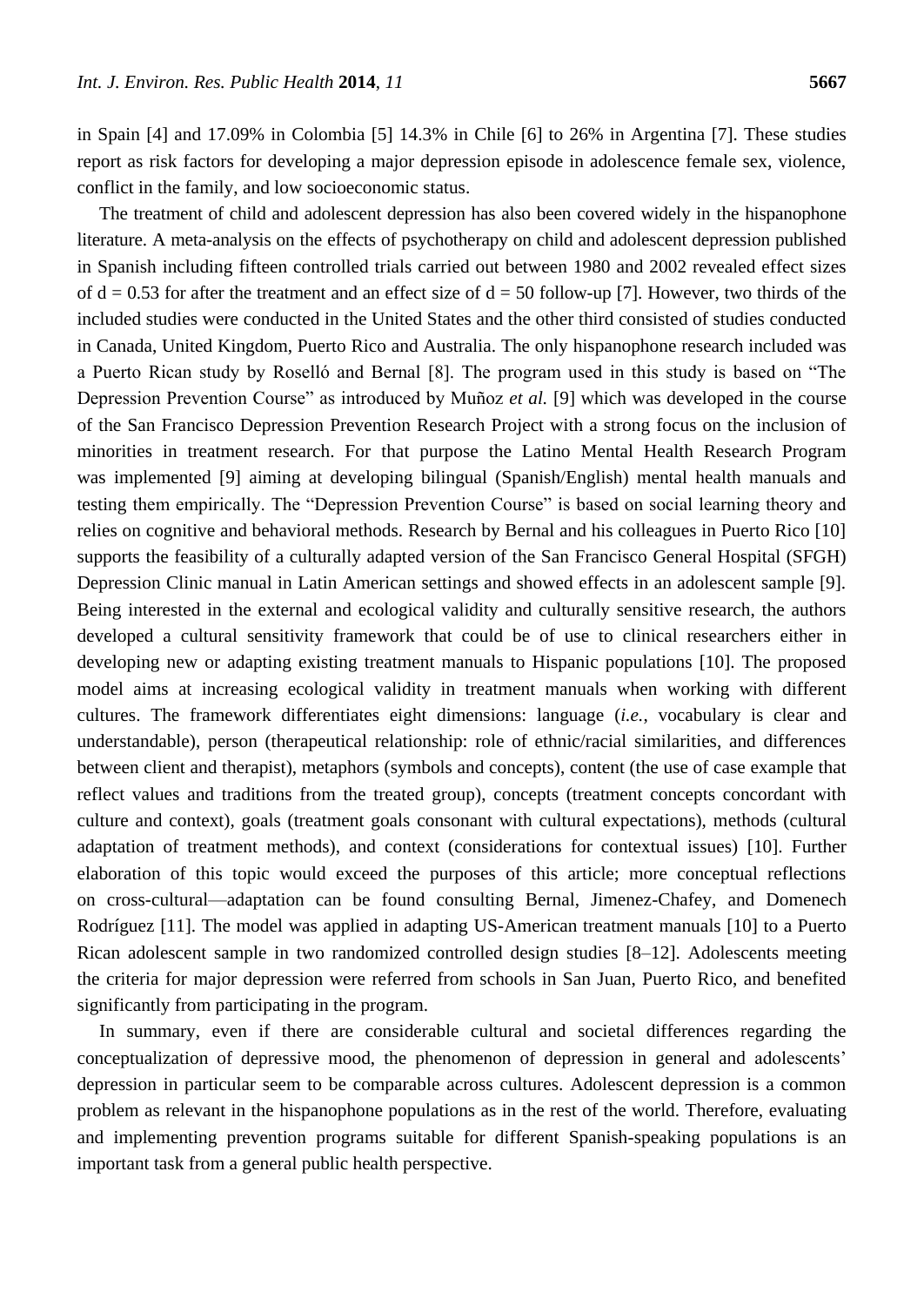in Spain [4] and 17.09% in Colombia [5] 14.3% in Chile [6] to 26% in Argentina [7]. These studies report as risk factors for developing a major depression episode in adolescence female sex, violence, conflict in the family, and low socioeconomic status.

The treatment of child and adolescent depression has also been covered widely in the hispanophone literature. A meta-analysis on the effects of psychotherapy on child and adolescent depression published in Spanish including fifteen controlled trials carried out between 1980 and 2002 revealed effect sizes of $d = 0.53$ for after the treatment and an effect size of $d = 50$ follow-up [7]. However, two thirds of the included studies were conducted in the United States and the other third consisted of studies conducted in Canada, United Kingdom, Puerto Rico and Australia. The only hispanophone research included was a Puerto Rican study by Roselló and Bernal [8]. The program used in this study is based on "The Depression Prevention Course" as introduced by Muñoz *et al.* [9] which was developed in the course of the San Francisco Depression Prevention Research Project with a strong focus on the inclusion of minorities in treatment research. For that purpose the Latino Mental Health Research Program was implemented [9] aiming at developing bilingual (Spanish/English) mental health manuals and testing them empirically. The "Depression Prevention Course" is based on social learning theory and relies on cognitive and behavioral methods. Research by Bernal and his colleagues in Puerto Rico [10] supports the feasibility of a culturally adapted version of the San Francisco General Hospital (SFGH) Depression Clinic manual in Latin American settings and showed effects in an adolescent sample [9]. Being interested in the external and ecological validity and culturally sensitive research, the authors developed a cultural sensitivity framework that could be of use to clinical researchers either in developing new or adapting existing treatment manuals to Hispanic populations [10]. The proposed model aims at increasing ecological validity in treatment manuals when working with different cultures. The framework differentiates eight dimensions: language (*i.e.*, vocabulary is clear and understandable), person (therapeutical relationship: role of ethnic/racial similarities, and differences between client and therapist), metaphors (symbols and concepts), content (the use of case example that reflect values and traditions from the treated group), concepts (treatment concepts concordant with culture and context), goals (treatment goals consonant with cultural expectations), methods (cultural adaptation of treatment methods), and context (considerations for contextual issues) [10]. Further elaboration of this topic would exceed the purposes of this article; more conceptual reflections on cross-cultural—adaptation can be found consulting Bernal, Jimenez-Chafey, and Domenech Rodríguez [11]. The model was applied in adapting US-American treatment manuals [10] to a Puerto Rican adolescent sample in two randomized controlled design studies [8–12]. Adolescents meeting the criteria for major depression were referred from schools in San Juan, Puerto Rico, and benefited significantly from participating in the program.

In summary, even if there are considerable cultural and societal differences regarding the conceptualization of depressive mood, the phenomenon of depression in general and adolescents' depression in particular seem to be comparable across cultures. Adolescent depression is a common problem as relevant in the hispanophone populations as in the rest of the world. Therefore, evaluating and implementing prevention programs suitable for different Spanish-speaking populations is an important task from a general public health perspective.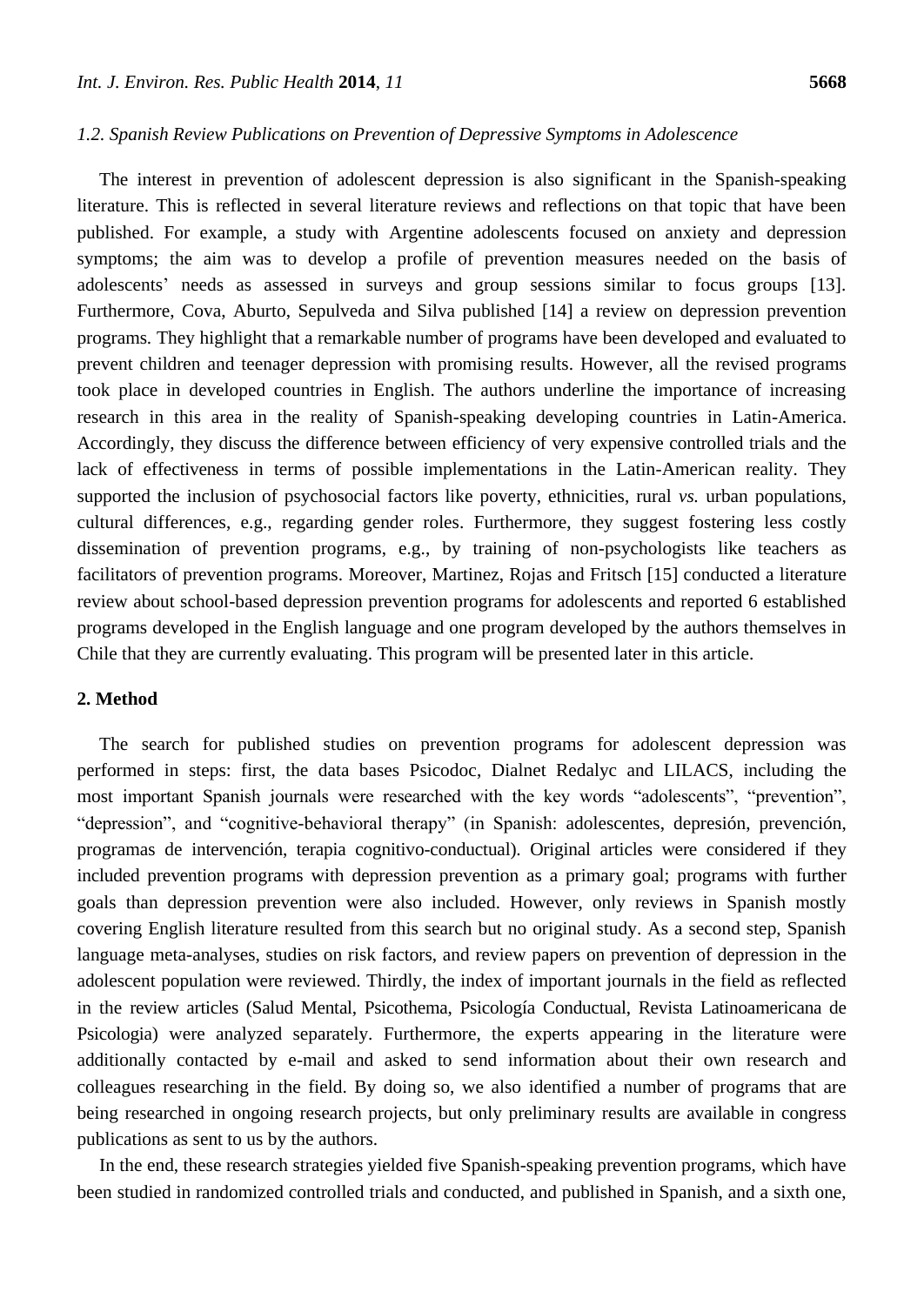### 1.2. Spanish Review Publications on Prevention of Depressive Symptoms in Adolescence

The interest in prevention of adolescent depression is also significant in the Spanish-speaking literature. This is reflected in several literature reviews and reflections on that topic that have been published. For example, a study with Argentine adolescents focused on anxiety and depression symptoms; the aim was to develop a profile of prevention measures needed on the basis of adolescents' needs as assessed in surveys and group sessions similar to focus groups [13]. Furthermore, Cova, Aburto, Sepulveda and Silva published [14] a review on depression prevention programs. They highlight that a remarkable number of programs have been developed and evaluated to prevent children and teenager depression with promising results. However, all the revised programs took place in developed countries in English. The authors underline the importance of increasing research in this area in the reality of Spanish-speaking developing countries in Latin-America. Accordingly, they discuss the difference between efficiency of very expensive controlled trials and the lack of effectiveness in terms of possible implementations in the Latin-American reality. They supported the inclusion of psychosocial factors like poverty, ethnicities, rural *vs.* urban populations, cultural differences, e.g., regarding gender roles. Furthermore, they suggest fostering less costly dissemination of prevention programs, e.g., by training of non-psychologists like teachers as facilitators of prevention programs. Moreover, Martinez, Rojas and Fritsch [15] conducted a literature review about school-based depression prevention programs for adolescents and reported 6 established programs developed in the English language and one program developed by the authors themselves in Chile that they are currently evaluating. This program will be presented later in this article.

## 2. Method

The search for published studies on prevention programs for adolescent depression was performed in steps: first, the data bases Psicodoc, Dialnet Redalyc and LILACS, including the most important Spanish journals were researched with the key words "adolescents", "prevention", "depression", and "cognitive-behavioral therapy" (in Spanish: adolescentes, depresión, prevención, programas de intervención, terapia cognitivo-conductual). Original articles were considered if they included prevention programs with depression prevention as a primary goal; programs with further goals than depression prevention were also included. However, only reviews in Spanish mostly covering English literature resulted from this search but no original study. As a second step, Spanish language meta-analyses, studies on risk factors, and review papers on prevention of depression in the adolescent population were reviewed. Thirdly, the index of important journals in the field as reflected in the review articles (Salud Mental, Psicothema, Psicología Conductual, Revista Latinoamericana de Psicologia) were analyzed separately. Furthermore, the experts appearing in the literature were additionally contacted by e-mail and asked to send information about their own research and colleagues researching in the field. By doing so, we also identified a number of programs that are being researched in ongoing research projects, but only preliminary results are available in congress publications as sent to us by the authors.

In the end, these research strategies yielded five Spanish-speaking prevention programs, which have been studied in randomized controlled trials and conducted, and published in Spanish, and a sixth one,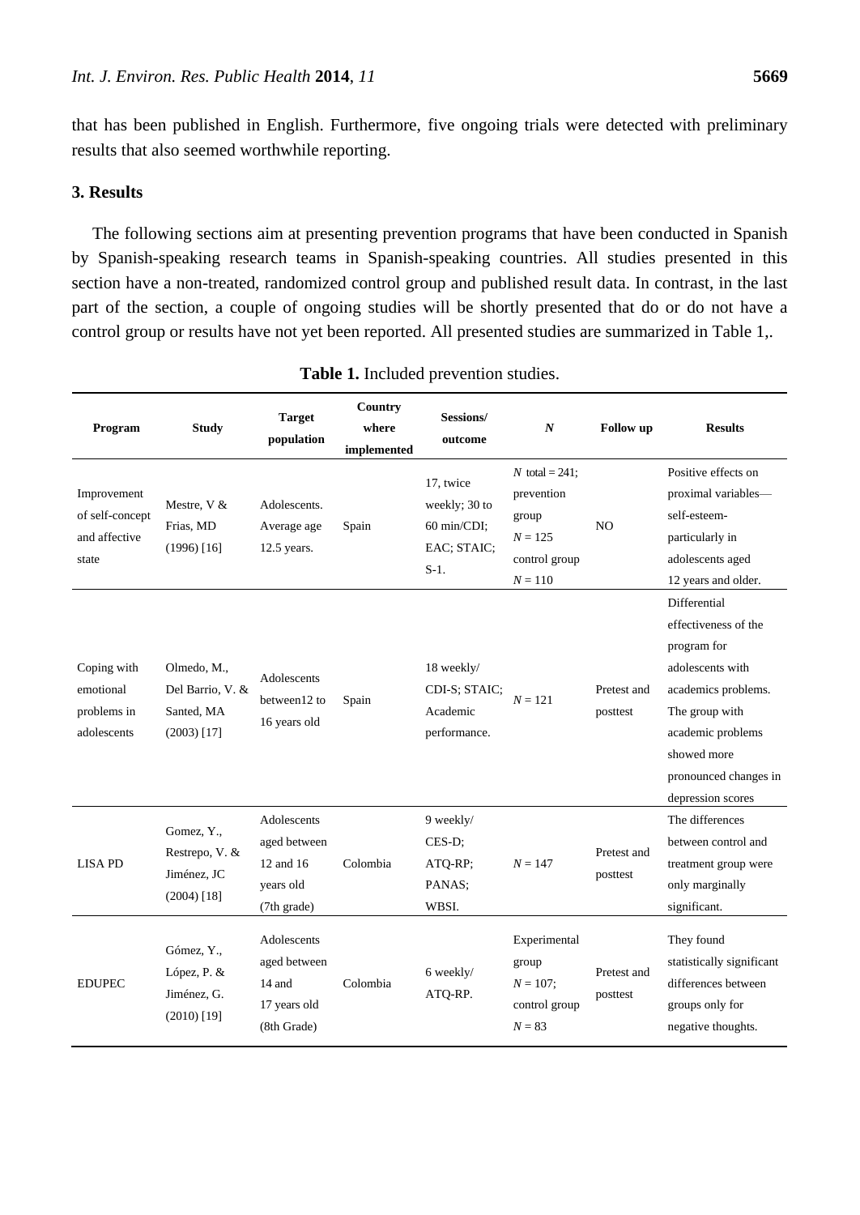that has been published in English. Furthermore, five ongoing trials were detected with preliminary results that also seemed worthwhile reporting.

## 3. Results

The following sections aim at presenting prevention programs that have been conducted in Spanish by Spanish-speaking research teams in Spanish-speaking countries. All studies presented in this section have a non-treated, randomized control group and published result data. In contrast, in the last part of the section, a couple of ongoing studies will be shortly presented that do or do not have a control group or results have not yet been reported. All presented studies are summarized in Table 1,.

**Table 1.** Included prevention studies.

| Program | Study | Target population | Country where implemented | Sessions/ outcome | $N$ | Follow up | Results |
|---|---|---|---|---|---|---|---|
| Improvement of self-concept and affective state | Mestre, V & Frias, MD (1996) [16] | Adolescents. Average age 12.5 years. | Spain | 17, twice weekly; 30 to 60 min/CDI; EAC; STAIC; S-1. | $N$ total = 241; prevention group $N$ = 125 control group $N$ = 110 | NO | Positive effects on proximal variables—self-esteem-particularly in adolescents aged 12 years and older. |
| Coping with emotional problems in adolescents | Olmedo, M., Del Barrio, V. & Santed, MA (2003) [17] | Adolescents between12 to 16 years old | Spain | 18 weekly/ CDI-S; STAIC; Academic performance. | $N$ = 121 | Pretest and posttest | Differential effectiveness of the program for adolescents with academics problems. The group with academic problems showed more pronounced changes in depression scores |
| LISA PD | Gomez, Y., Restrepo, V. & Jiménez, JC (2004) [18] | Adolescents aged between 12 and 16 years old (7th grade) | Colombia | 9 weekly/ CES-D; ATQ-RP; PANAS; WBSI. | $N$ = 147 | Pretest and posttest | The differences between control and treatment group were only marginally significant. |
| EDUPEC | Gómez, Y., López, P. & Jiménez, G. (2010) [19] | Adolescents aged between 14 and 17 years old (8th Grade) | Colombia | 6 weekly/ ATQ-RP. | Experimental group $N$ = 107; control group $N$ = 83 | Pretest and posttest | They found statistically significant differences between groups only for negative thoughts. |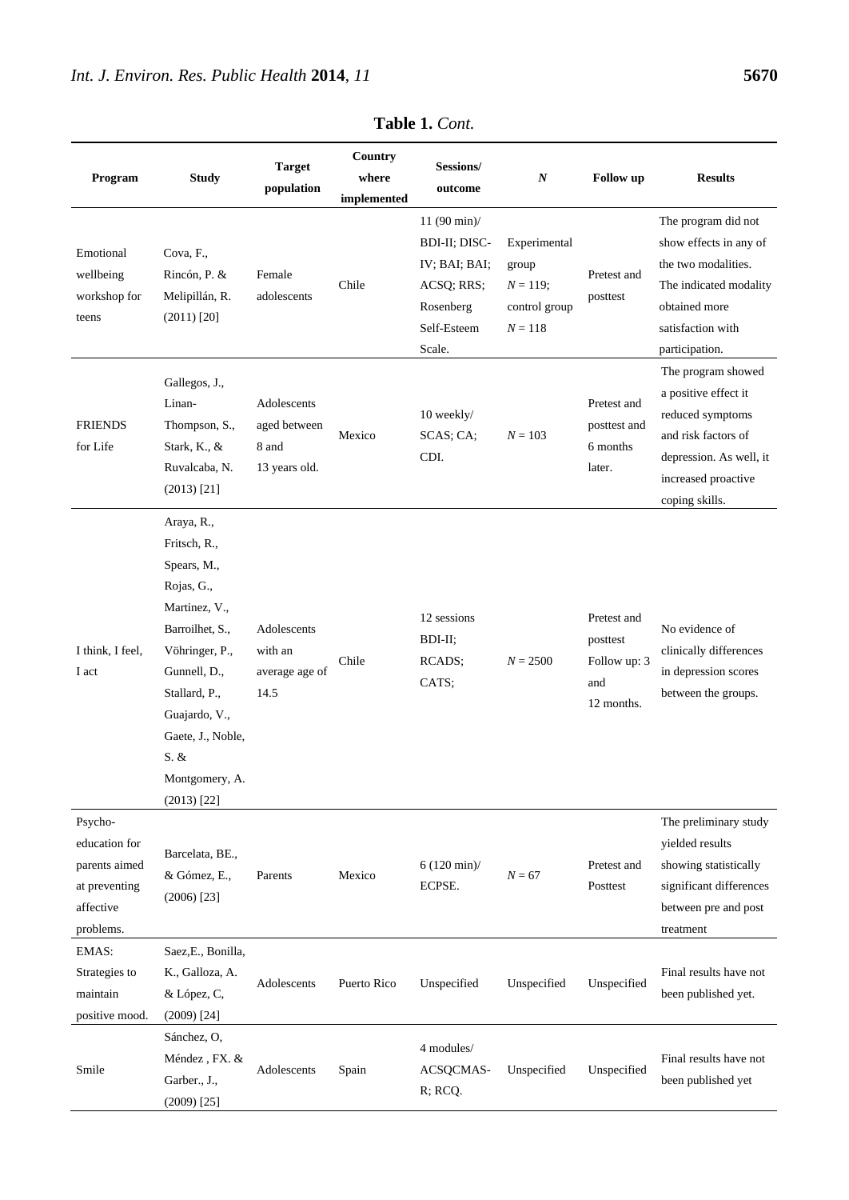**Table 1.** *Cont.*

| Program | Study | Target population | Country where implemented | Sessions/ outcome | *N* | Follow up | Results |
|---|---|---|---|---|---|---|---|
| Emotional wellbeing workshop for teens | Cova, F., Rincón, P. & Melipillán, R. (2011) [20] | Female adolescents | Chile | 11 (90 min)/ BDI-II; DISC-IV; BAI; BAI; ACSQ; RRS; Rosenberg Self-Esteem Scale. | Experimental group $N = 119$; control group $N = 118$ | Pretest and posttest | The program did not show effects in any of the two modalities. The indicated modality obtained more satisfaction with participation. |
| FRIENDS for Life | Gallegos, J., Linan-Thompson, S., Stark, K., & Ruvalcaba, N. (2013) [21] | Adolescents aged between 8 and 13 years old. | Mexico | 10 weekly/ SCAS; CA; CDI. | $N = 103$ | Pretest and posttest and 6 months later. | The program showed a positive effect it reduced symptoms and risk factors of depression. As well, it increased proactive coping skills. |
| I think, I feel, I act | Araya, R., Fritsch, R., Spears, M., Rojas, G., Martinez, V., Barroilhet, S., Vöhringer, P., Gunnell, D., Stallard, P., Guajardo, V., Gaete, J., Noble, S. & Montgomery, A. (2013) [22] | Adolescents with an average age of 14.5 | Chile | 12 sessions BDI-II; RCADS; CATS; | $N = 2500$ | Pretest and posttest Follow up: 3 and 12 months. | No evidence of clinically differences in depression scores between the groups. |
| Psycho-education for parents aimed at preventing affective problems. | Barcelata, BE., & Gómez, E., (2006) [23] | Parents | Mexico | 6 (120 min)/ ECPSE. | $N = 67$ | Pretest and Posttest | The preliminary study yielded results showing statistically significant differences between pre and post treatment |
| EMAS: Strategies to maintain positive mood. | Saez,E., Bonilla, K., Galloza, A. & López, C, (2009) [24] | Adolescents | Puerto Rico | Unspecified | Unspecified | Unspecified | Final results have not been published yet. |
| Smile | Sánchez, O, Méndez , FX. & Garber., J., (2009) [25] | Adolescents | Spain | 4 modules/ ACSQCMAS-R; RCQ. | Unspecified | Unspecified | Final results have not been published yet |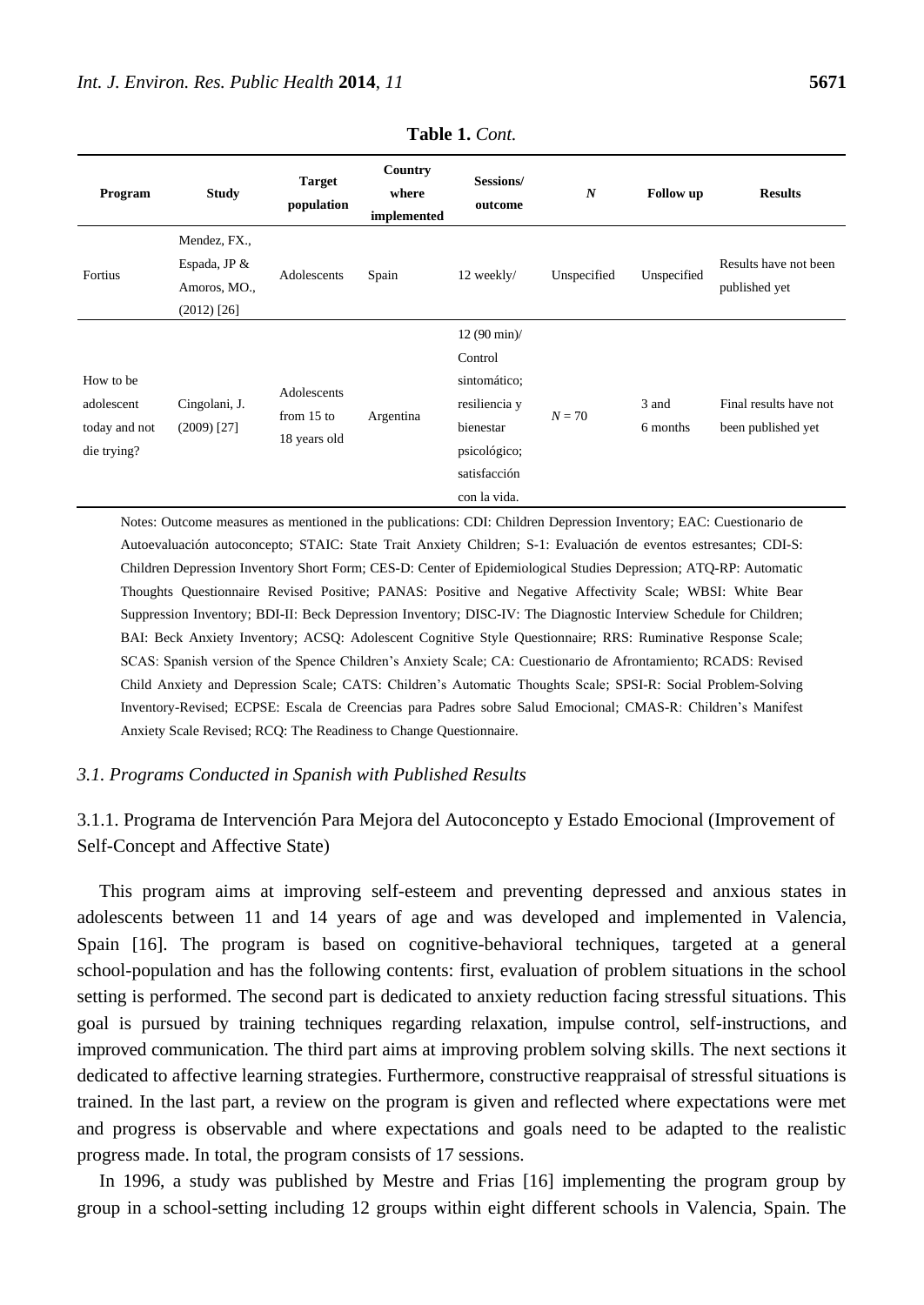**Table 1.** *Cont.*

| Program | Study | Target population | Country where implemented | Sessions/ outcome | *N* | Follow up | Results |
|---|---|---|---|---|---|---|---|
| Fortius | Mendez, FX., Espada, JP & Amoros, MO., (2012) [26] | Adolescents | Spain | 12 weekly/ | Unspecified | Unspecified | Results have not been published yet |
| How to be adolescent today and not die trying? | Cingolani, J. (2009) [27] | Adolescents from 15 to 18 years old | Argentina | 12 (90 min)/ Control sintomático; resiliencia y bienestar psicológico; satisfacción con la vida. | $N = 70$ | 3 and 6 months | Final results have not been published yet |

Notes: Outcome measures as mentioned in the publications: CDI: Children Depression Inventory; EAC: Cuestionario de Autoevaluación autoconcepto; STAIC: State Trait Anxiety Children; S-1: Evaluación de eventos estresantes; CDI-S: Children Depression Inventory Short Form; CES-D: Center of Epidemiological Studies Depression; ATQ-RP: Automatic Thoughts Questionnaire Revised Positive; PANAS: Positive and Negative Affectivity Scale; WBSI: White Bear Suppression Inventory; BDI-II: Beck Depression Inventory; DISC-IV: The Diagnostic Interview Schedule for Children; BAI: Beck Anxiety Inventory; ACSQ: Adolescent Cognitive Style Questionnaire; RRS: Ruminative Response Scale; SCAS: Spanish version of the Spence Children's Anxiety Scale; CA: Cuestionario de Afrontamiento; RCADS: Revised Child Anxiety and Depression Scale; CATS: Children's Automatic Thoughts Scale; SPSI-R: Social Problem-Solving Inventory-Revised; ECPSE: Escala de Creencias para Padres sobre Salud Emocional; CMAS-R: Children's Manifest Anxiety Scale Revised; RCQ: The Readiness to Change Questionnaire.

### *3.1. Programs Conducted in Spanish with Published Results*

#### 3.1.1. Programa de Intervención Para Mejora del Autoconcepto y Estado Emocional (Improvement of Self-Concept and Affective State)

This program aims at improving self-esteem and preventing depressed and anxious states in adolescents between 11 and 14 years of age and was developed and implemented in Valencia, Spain [16]. The program is based on cognitive-behavioral techniques, targeted at a general school-population and has the following contents: first, evaluation of problem situations in the school setting is performed. The second part is dedicated to anxiety reduction facing stressful situations. This goal is pursued by training techniques regarding relaxation, impulse control, self-instructions, and improved communication. The third part aims at improving problem solving skills. The next sections it dedicated to affective learning strategies. Furthermore, constructive reappraisal of stressful situations is trained. In the last part, a review on the program is given and reflected where expectations were met and progress is observable and where expectations and goals need to be adapted to the realistic progress made. In total, the program consists of 17 sessions.

In 1996, a study was published by Mestre and Frias [16] implementing the program group by group in a school-setting including 12 groups within eight different schools in Valencia, Spain. The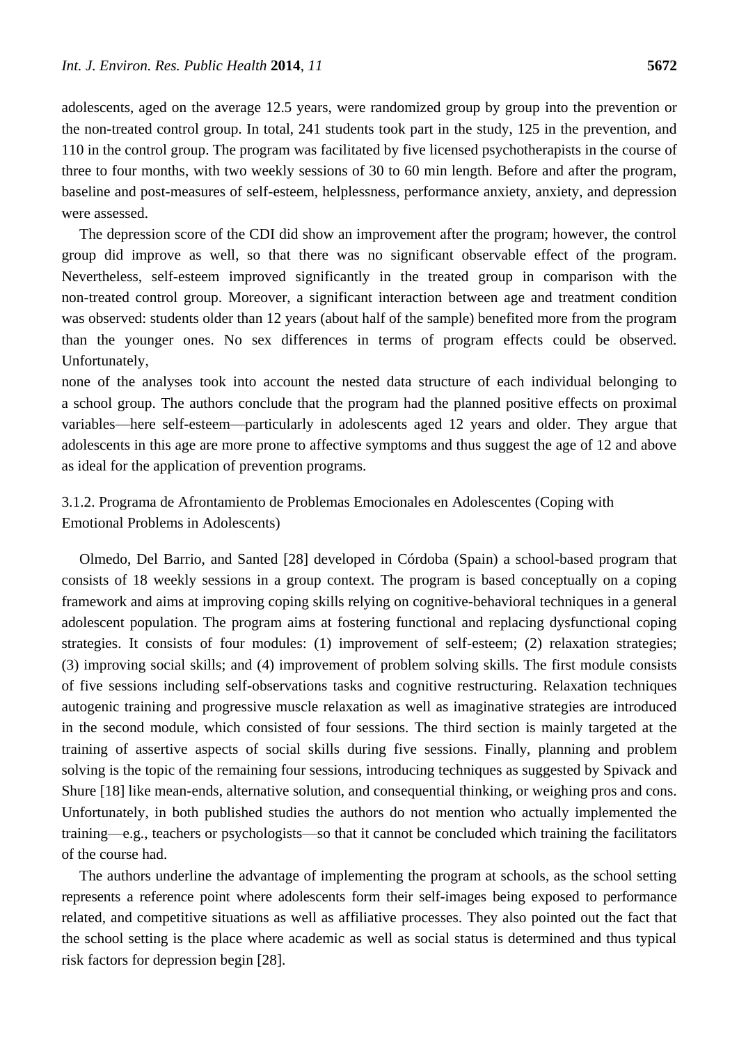adolescents, aged on the average 12.5 years, were randomized group by group into the prevention or the non-treated control group. In total, 241 students took part in the study, 125 in the prevention, and 110 in the control group. The program was facilitated by five licensed psychotherapists in the course of three to four months, with two weekly sessions of 30 to 60 min length. Before and after the program, baseline and post-measures of self-esteem, helplessness, performance anxiety, anxiety, and depression were assessed.

The depression score of the CDI did show an improvement after the program; however, the control group did improve as well, so that there was no significant observable effect of the program. Nevertheless, self-esteem improved significantly in the treated group in comparison with the non-treated control group. Moreover, a significant interaction between age and treatment condition was observed: students older than 12 years (about half of the sample) benefited more from the program than the younger ones. No sex differences in terms of program effects could be observed. Unfortunately, none of the analyses took into account the nested data structure of each individual belonging to a school group. The authors conclude that the program had the planned positive effects on proximal variables—here self-esteem—particularly in adolescents aged 12 years and older. They argue that adolescents in this age are more prone to affective symptoms and thus suggest the age of 12 and above as ideal for the application of prevention programs.

#### 3.1.2. Programa de Afrontamiento de Problemas Emocionales en Adolescentes (Coping with Emotional Problems in Adolescents)

Olmedo, Del Barrio, and Santed [28] developed in Córdoba (Spain) a school-based program that consists of 18 weekly sessions in a group context. The program is based conceptually on a coping framework and aims at improving coping skills relying on cognitive-behavioral techniques in a general adolescent population. The program aims at fostering functional and replacing dysfunctional coping strategies. It consists of four modules: (1) improvement of self-esteem; (2) relaxation strategies; (3) improving social skills; and (4) improvement of problem solving skills. The first module consists of five sessions including self-observations tasks and cognitive restructuring. Relaxation techniques autogenic training and progressive muscle relaxation as well as imaginative strategies are introduced in the second module, which consisted of four sessions. The third section is mainly targeted at the training of assertive aspects of social skills during five sessions. Finally, planning and problem solving is the topic of the remaining four sessions, introducing techniques as suggested by Spivack and Shure [18] like mean-ends, alternative solution, and consequential thinking, or weighing pros and cons. Unfortunately, in both published studies the authors do not mention who actually implemented the training—e.g., teachers or psychologists—so that it cannot be concluded which training the facilitators of the course had.

The authors underline the advantage of implementing the program at schools, as the school setting represents a reference point where adolescents form their self-images being exposed to performance related, and competitive situations as well as affiliative processes. They also pointed out the fact that the school setting is the place where academic as well as social status is determined and thus typical risk factors for depression begin [28].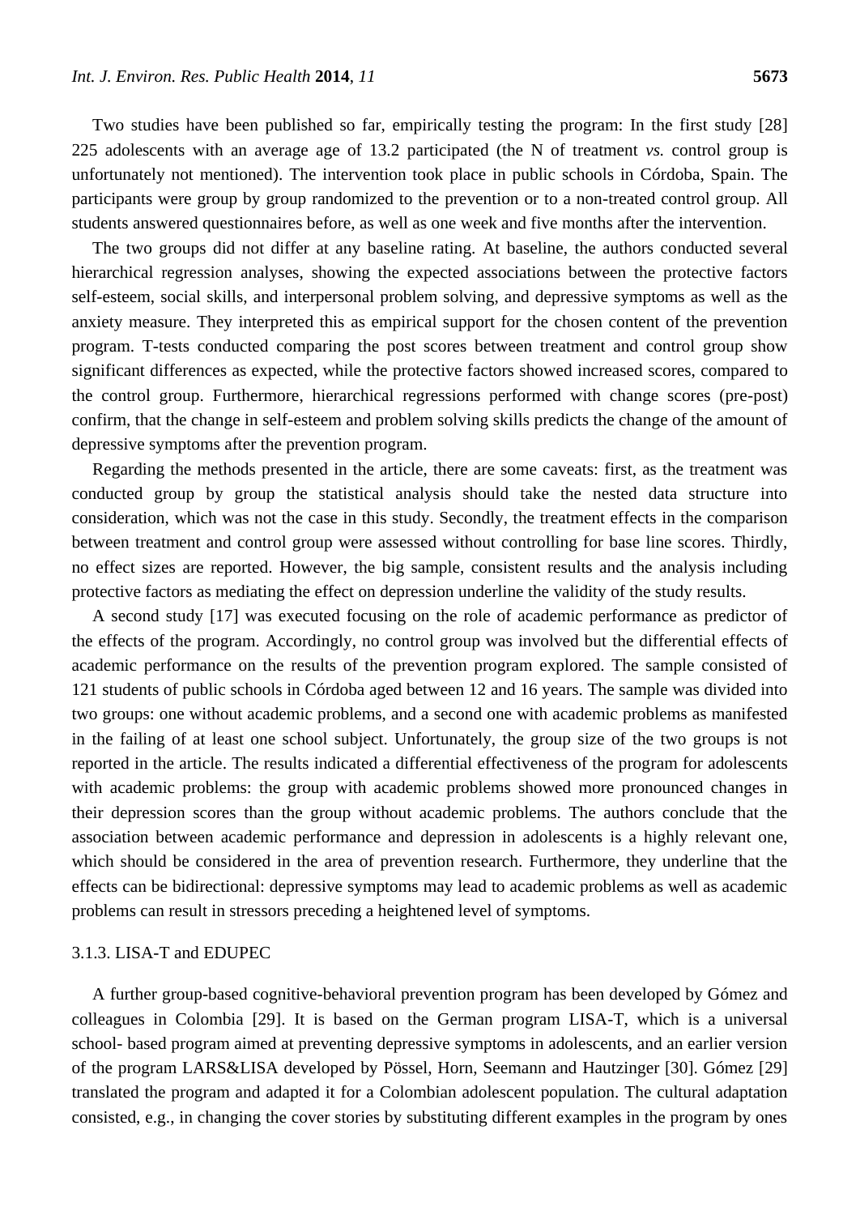Two studies have been published so far, empirically testing the program: In the first study [28] 225 adolescents with an average age of 13.2 participated (the N of treatment *vs.* control group is unfortunately not mentioned). The intervention took place in public schools in Córdoba, Spain. The participants were group by group randomized to the prevention or to a non-treated control group. All students answered questionnaires before, as well as one week and five months after the intervention.

The two groups did not differ at any baseline rating. At baseline, the authors conducted several hierarchical regression analyses, showing the expected associations between the protective factors self-esteem, social skills, and interpersonal problem solving, and depressive symptoms as well as the anxiety measure. They interpreted this as empirical support for the chosen content of the prevention program. T-tests conducted comparing the post scores between treatment and control group show significant differences as expected, while the protective factors showed increased scores, compared to the control group. Furthermore, hierarchical regressions performed with change scores (pre-post) confirm, that the change in self-esteem and problem solving skills predicts the change of the amount of depressive symptoms after the prevention program.

Regarding the methods presented in the article, there are some caveats: first, as the treatment was conducted group by group the statistical analysis should take the nested data structure into consideration, which was not the case in this study. Secondly, the treatment effects in the comparison between treatment and control group were assessed without controlling for base line scores. Thirdly, no effect sizes are reported. However, the big sample, consistent results and the analysis including protective factors as mediating the effect on depression underline the validity of the study results.

A second study [17] was executed focusing on the role of academic performance as predictor of the effects of the program. Accordingly, no control group was involved but the differential effects of academic performance on the results of the prevention program explored. The sample consisted of 121 students of public schools in Córdoba aged between 12 and 16 years. The sample was divided into two groups: one without academic problems, and a second one with academic problems as manifested in the failing of at least one school subject. Unfortunately, the group size of the two groups is not reported in the article. The results indicated a differential effectiveness of the program for adolescents with academic problems: the group with academic problems showed more pronounced changes in their depression scores than the group without academic problems. The authors conclude that the association between academic performance and depression in adolescents is a highly relevant one, which should be considered in the area of prevention research. Furthermore, they underline that the effects can be bidirectional: depressive symptoms may lead to academic problems as well as academic problems can result in stressors preceding a heightened level of symptoms.

### 3.1.3. LISA-T and EDUPEC

A further group-based cognitive-behavioral prevention program has been developed by Gómez and colleagues in Colombia [29]. It is based on the German program LISA-T, which is a universal school- based program aimed at preventing depressive symptoms in adolescents, and an earlier version of the program LARS&LISA developed by Pössel, Horn, Seemann and Hautzinger [30]. Gómez [29] translated the program and adapted it for a Colombian adolescent population. The cultural adaptation consisted, e.g., in changing the cover stories by substituting different examples in the program by ones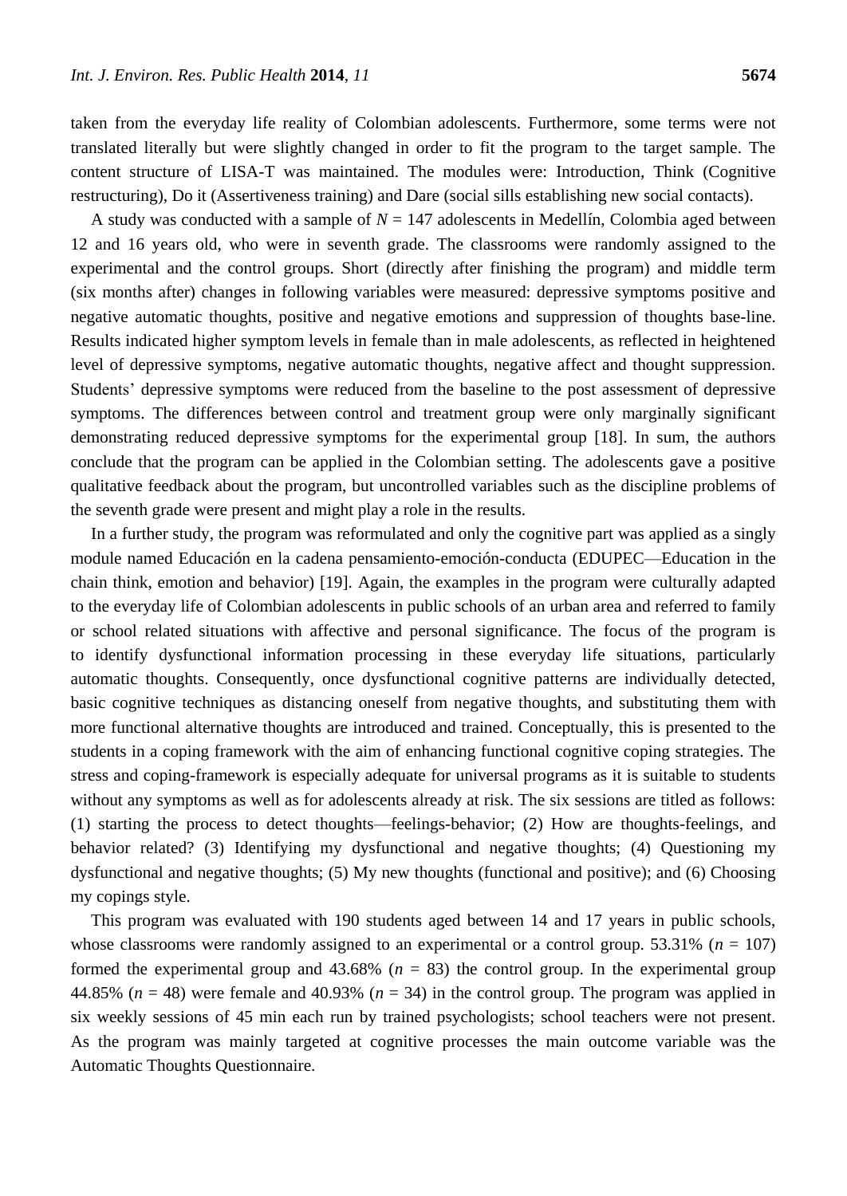taken from the everyday life reality of Colombian adolescents. Furthermore, some terms were not translated literally but were slightly changed in order to fit the program to the target sample. The content structure of LISA-T was maintained. The modules were: Introduction, Think (Cognitive restructuring), Do it (Assertiveness training) and Dare (social sills establishing new social contacts).

A study was conducted with a sample of $N = 147$ adolescents in Medellín, Colombia aged between 12 and 16 years old, who were in seventh grade. The classrooms were randomly assigned to the experimental and the control groups. Short (directly after finishing the program) and middle term (six months after) changes in following variables were measured: depressive symptoms positive and negative automatic thoughts, positive and negative emotions and suppression of thoughts base-line. Results indicated higher symptom levels in female than in male adolescents, as reflected in heightened level of depressive symptoms, negative automatic thoughts, negative affect and thought suppression. Students' depressive symptoms were reduced from the baseline to the post assessment of depressive symptoms. The differences between control and treatment group were only marginally significant demonstrating reduced depressive symptoms for the experimental group [18]. In sum, the authors conclude that the program can be applied in the Colombian setting. The adolescents gave a positive qualitative feedback about the program, but uncontrolled variables such as the discipline problems of the seventh grade were present and might play a role in the results.

In a further study, the program was reformulated and only the cognitive part was applied as a singly module named Educación en la cadena pensamiento-emoción-conducta (EDUPEC—Education in the chain think, emotion and behavior) [19]. Again, the examples in the program were culturally adapted to the everyday life of Colombian adolescents in public schools of an urban area and referred to family or school related situations with affective and personal significance. The focus of the program is to identify dysfunctional information processing in these everyday life situations, particularly automatic thoughts. Consequently, once dysfunctional cognitive patterns are individually detected, basic cognitive techniques as distancing oneself from negative thoughts, and substituting them with more functional alternative thoughts are introduced and trained. Conceptually, this is presented to the students in a coping framework with the aim of enhancing functional cognitive coping strategies. The stress and coping-framework is especially adequate for universal programs as it is suitable to students without any symptoms as well as for adolescents already at risk. The six sessions are titled as follows: (1) starting the process to detect thoughts—feelings-behavior; (2) How are thoughts-feelings, and behavior related? (3) Identifying my dysfunctional and negative thoughts; (4) Questioning my dysfunctional and negative thoughts; (5) My new thoughts (functional and positive); and (6) Choosing my copings style.

This program was evaluated with 190 students aged between 14 and 17 years in public schools, whose classrooms were randomly assigned to an experimental or a control group. 53.31% ($n = 107$) formed the experimental group and 43.68% ($n = 83$) the control group. In the experimental group 44.85% ($n = 48$) were female and 40.93% ($n = 34$) in the control group. The program was applied in six weekly sessions of 45 min each run by trained psychologists; school teachers were not present. As the program was mainly targeted at cognitive processes the main outcome variable was the Automatic Thoughts Questionnaire.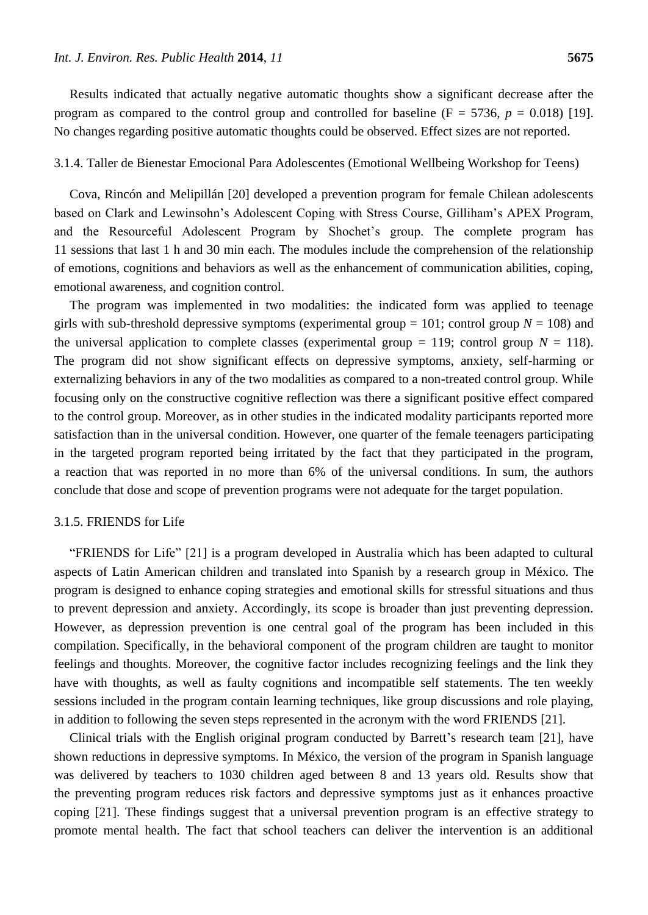Results indicated that actually negative automatic thoughts show a significant decrease after the program as compared to the control group and controlled for baseline ($F = 5736$, $p = 0.018$) [19]. No changes regarding positive automatic thoughts could be observed. Effect sizes are not reported.

### 3.1.4. Taller de Bienestar Emocional Para Adolescentes (Emotional Wellbeing Workshop for Teens)

Cova, Rincón and Melipillán [20] developed a prevention program for female Chilean adolescents based on Clark and Lewinsohn's Adolescent Coping with Stress Course, Gilliham's APEX Program, and the Resourceful Adolescent Program by Shochet's group. The complete program has 11 sessions that last 1 h and 30 min each. The modules include the comprehension of the relationship of emotions, cognitions and behaviors as well as the enhancement of communication abilities, coping, emotional awareness, and cognition control.

The program was implemented in two modalities: the indicated form was applied to teenage girls with sub-threshold depressive symptoms (experimental group = 101; control group $N = 108$) and the universal application to complete classes (experimental group = 119; control group $N = 118$). The program did not show significant effects on depressive symptoms, anxiety, self-harming or externalizing behaviors in any of the two modalities as compared to a non-treated control group. While focusing only on the constructive cognitive reflection was there a significant positive effect compared to the control group. Moreover, as in other studies in the indicated modality participants reported more satisfaction than in the universal condition. However, one quarter of the female teenagers participating in the targeted program reported being irritated by the fact that they participated in the program, a reaction that was reported in no more than 6% of the universal conditions. In sum, the authors conclude that dose and scope of prevention programs were not adequate for the target population.

### 3.1.5. FRIENDS for Life

"FRIENDS for Life" [21] is a program developed in Australia which has been adapted to cultural aspects of Latin American children and translated into Spanish by a research group in México. The program is designed to enhance coping strategies and emotional skills for stressful situations and thus to prevent depression and anxiety. Accordingly, its scope is broader than just preventing depression. However, as depression prevention is one central goal of the program has been included in this compilation. Specifically, in the behavioral component of the program children are taught to monitor feelings and thoughts. Moreover, the cognitive factor includes recognizing feelings and the link they have with thoughts, as well as faulty cognitions and incompatible self statements. The ten weekly sessions included in the program contain learning techniques, like group discussions and role playing, in addition to following the seven steps represented in the acronym with the word FRIENDS [21].

Clinical trials with the English original program conducted by Barrett's research team [21], have shown reductions in depressive symptoms. In México, the version of the program in Spanish language was delivered by teachers to 1030 children aged between 8 and 13 years old. Results show that the preventing program reduces risk factors and depressive symptoms just as it enhances proactive coping [21]. These findings suggest that a universal prevention program is an effective strategy to promote mental health. The fact that school teachers can deliver the intervention is an additional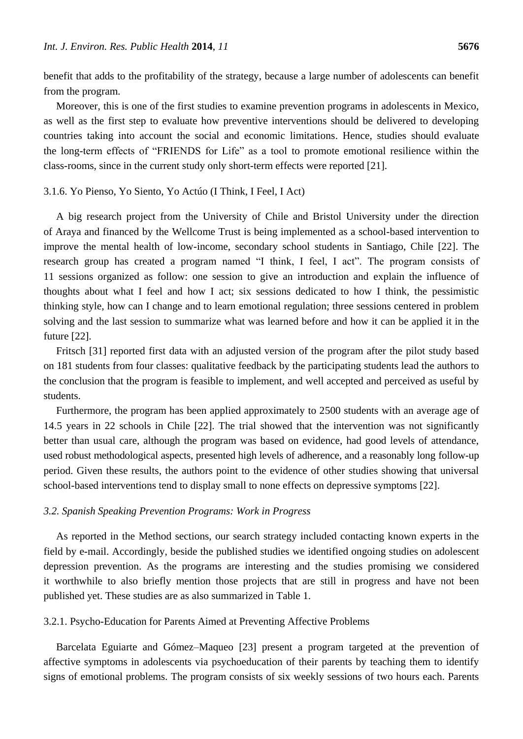benefit that adds to the profitability of the strategy, because a large number of adolescents can benefit from the program.

Moreover, this is one of the first studies to examine prevention programs in adolescents in Mexico, as well as the first step to evaluate how preventive interventions should be delivered to developing countries taking into account the social and economic limitations. Hence, studies should evaluate the long-term effects of "FRIENDS for Life" as a tool to promote emotional resilience within the class-rooms, since in the current study only short-term effects were reported [21].

#### 3.1.6. Yo Pienso, Yo Siento, Yo Actúo (I Think, I Feel, I Act)

A big research project from the University of Chile and Bristol University under the direction of Araya and financed by the Wellcome Trust is being implemented as a school-based intervention to improve the mental health of low-income, secondary school students in Santiago, Chile [22]. The research group has created a program named "I think, I feel, I act". The program consists of 11 sessions organized as follow: one session to give an introduction and explain the influence of thoughts about what I feel and how I act; six sessions dedicated to how I think, the pessimistic thinking style, how can I change and to learn emotional regulation; three sessions centered in problem solving and the last session to summarize what was learned before and how it can be applied it in the future [22].

Fritsch [31] reported first data with an adjusted version of the program after the pilot study based on 181 students from four classes: qualitative feedback by the participating students lead the authors to the conclusion that the program is feasible to implement, and well accepted and perceived as useful by students.

Furthermore, the program has been applied approximately to 2500 students with an average age of 14.5 years in 22 schools in Chile [22]. The trial showed that the intervention was not significantly better than usual care, although the program was based on evidence, had good levels of attendance, used robust methodological aspects, presented high levels of adherence, and a reasonably long follow-up period. Given these results, the authors point to the evidence of other studies showing that universal school-based interventions tend to display small to none effects on depressive symptoms [22].

### *3.2. Spanish Speaking Prevention Programs: Work in Progress*

As reported in the Method sections, our search strategy included contacting known experts in the field by e-mail. Accordingly, beside the published studies we identified ongoing studies on adolescent depression prevention. As the programs are interesting and the studies promising we considered it worthwhile to also briefly mention those projects that are still in progress and have not been published yet. These studies are as also summarized in Table 1.

#### 3.2.1. Psycho-Education for Parents Aimed at Preventing Affective Problems

Barcelata Eguiarte and Gómez–Maqueo [23] present a program targeted at the prevention of affective symptoms in adolescents via psychoeducation of their parents by teaching them to identify signs of emotional problems. The program consists of six weekly sessions of two hours each. Parents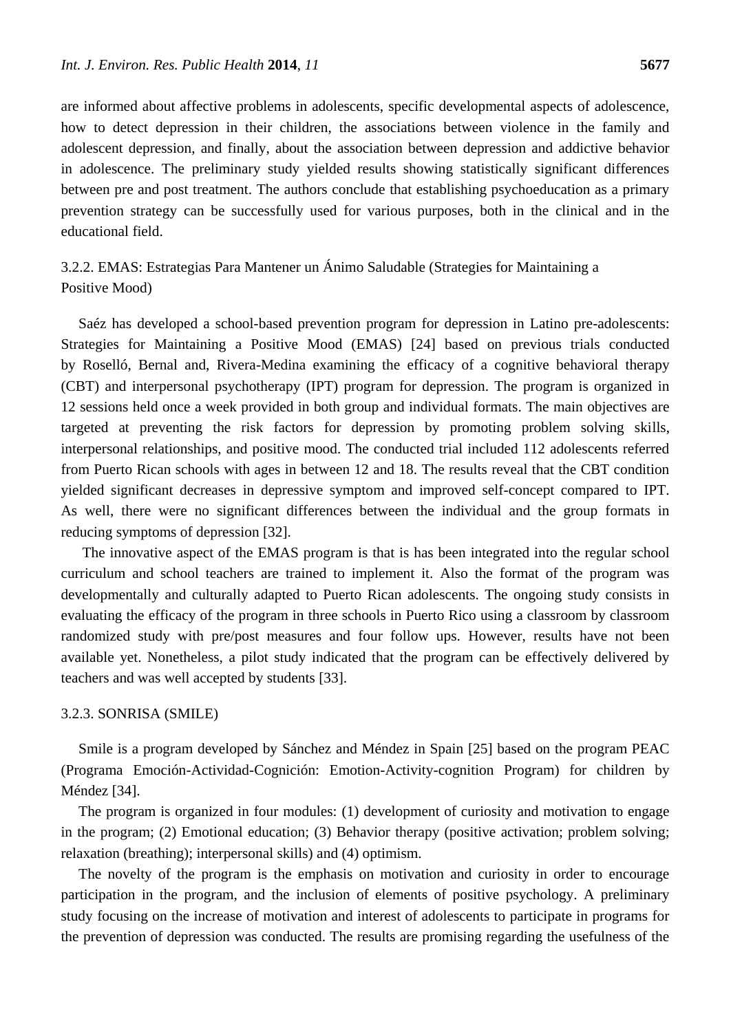are informed about affective problems in adolescents, specific developmental aspects of adolescence, how to detect depression in their children, the associations between violence in the family and adolescent depression, and finally, about the association between depression and addictive behavior in adolescence. The preliminary study yielded results showing statistically significant differences between pre and post treatment. The authors conclude that establishing psychoeducation as a primary prevention strategy can be successfully used for various purposes, both in the clinical and in the educational field.

#### 3.2.2. EMAS: Estrategias Para Mantener un Ánimo Saludable (Strategies for Maintaining a Positive Mood)

Saéz has developed a school-based prevention program for depression in Latino pre-adolescents: Strategies for Maintaining a Positive Mood (EMAS) [24] based on previous trials conducted by Roselló, Bernal and, Rivera-Medina examining the efficacy of a cognitive behavioral therapy (CBT) and interpersonal psychotherapy (IPT) program for depression. The program is organized in 12 sessions held once a week provided in both group and individual formats. The main objectives are targeted at preventing the risk factors for depression by promoting problem solving skills, interpersonal relationships, and positive mood. The conducted trial included 112 adolescents referred from Puerto Rican schools with ages in between 12 and 18. The results reveal that the CBT condition yielded significant decreases in depressive symptom and improved self-concept compared to IPT. As well, there were no significant differences between the individual and the group formats in reducing symptoms of depression [32].

The innovative aspect of the EMAS program is that is has been integrated into the regular school curriculum and school teachers are trained to implement it. Also the format of the program was developmentally and culturally adapted to Puerto Rican adolescents. The ongoing study consists in evaluating the efficacy of the program in three schools in Puerto Rico using a classroom by classroom randomized study with pre/post measures and four follow ups. However, results have not been available yet. Nonetheless, a pilot study indicated that the program can be effectively delivered by teachers and was well accepted by students [33].

#### 3.2.3. SONRISA (SMILE)

Smile is a program developed by Sánchez and Méndez in Spain [25] based on the program PEAC (Programa Emoción-Actividad-Cognición: Emotion-Activity-cognition Program) for children by Méndez [34].

The program is organized in four modules: (1) development of curiosity and motivation to engage in the program; (2) Emotional education; (3) Behavior therapy (positive activation; problem solving; relaxation (breathing); interpersonal skills) and (4) optimism.

The novelty of the program is the emphasis on motivation and curiosity in order to encourage participation in the program, and the inclusion of elements of positive psychology. A preliminary study focusing on the increase of motivation and interest of adolescents to participate in programs for the prevention of depression was conducted. The results are promising regarding the usefulness of the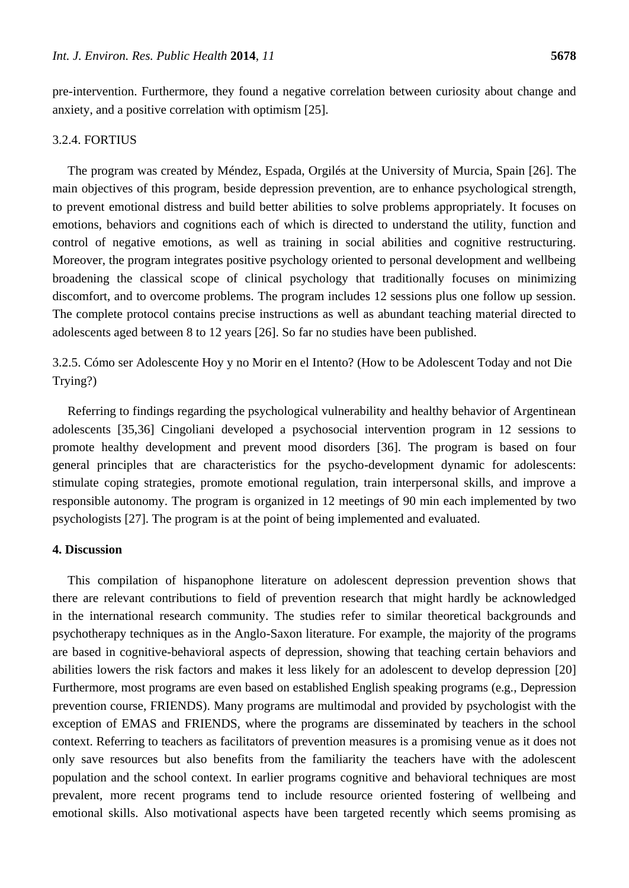pre-intervention. Furthermore, they found a negative correlation between curiosity about change and anxiety, and a positive correlation with optimism [25].

#### 3.2.4. FORTIUS

The program was created by Méndez, Espada, Orgilés at the University of Murcia, Spain [26]. The main objectives of this program, beside depression prevention, are to enhance psychological strength, to prevent emotional distress and build better abilities to solve problems appropriately. It focuses on emotions, behaviors and cognitions each of which is directed to understand the utility, function and control of negative emotions, as well as training in social abilities and cognitive restructuring. Moreover, the program integrates positive psychology oriented to personal development and wellbeing broadening the classical scope of clinical psychology that traditionally focuses on minimizing discomfort, and to overcome problems. The program includes 12 sessions plus one follow up session. The complete protocol contains precise instructions as well as abundant teaching material directed to adolescents aged between 8 to 12 years [26]. So far no studies have been published.

#### 3.2.5. Cómo ser Adolescente Hoy y no Morir en el Intento? (How to be Adolescent Today and not Die Trying?)

Referring to findings regarding the psychological vulnerability and healthy behavior of Argentinean adolescents [35,36] Cingoliani developed a psychosocial intervention program in 12 sessions to promote healthy development and prevent mood disorders [36]. The program is based on four general principles that are characteristics for the psycho-development dynamic for adolescents: stimulate coping strategies, promote emotional regulation, train interpersonal skills, and improve a responsible autonomy. The program is organized in 12 meetings of 90 min each implemented by two psychologists [27]. The program is at the point of being implemented and evaluated.

## 4. Discussion

This compilation of hispanophone literature on adolescent depression prevention shows that there are relevant contributions to field of prevention research that might hardly be acknowledged in the international research community. The studies refer to similar theoretical backgrounds and psychotherapy techniques as in the Anglo-Saxon literature. For example, the majority of the programs are based in cognitive-behavioral aspects of depression, showing that teaching certain behaviors and abilities lowers the risk factors and makes it less likely for an adolescent to develop depression [20] Furthermore, most programs are even based on established English speaking programs (e.g., Depression prevention course, FRIENDS). Many programs are multimodal and provided by psychologist with the exception of EMAS and FRIENDS, where the programs are disseminated by teachers in the school context. Referring to teachers as facilitators of prevention measures is a promising venue as it does not only save resources but also benefits from the familiarity the teachers have with the adolescent population and the school context. In earlier programs cognitive and behavioral techniques are most prevalent, more recent programs tend to include resource oriented fostering of wellbeing and emotional skills. Also motivational aspects have been targeted recently which seems promising as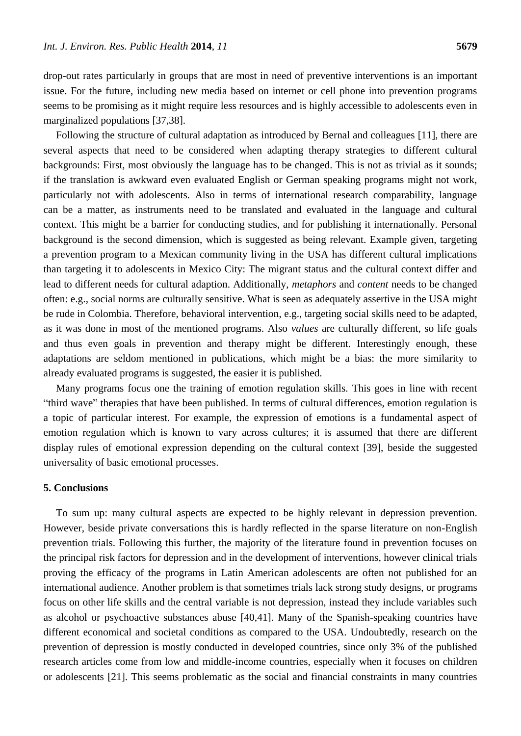drop-out rates particularly in groups that are most in need of preventive interventions is an important issue. For the future, including new media based on internet or cell phone into prevention programs seems to be promising as it might require less resources and is highly accessible to adolescents even in marginalized populations [37,38].

Following the structure of cultural adaptation as introduced by Bernal and colleagues [11], there are several aspects that need to be considered when adapting therapy strategies to different cultural backgrounds: First, most obviously the language has to be changed. This is not as trivial as it sounds; if the translation is awkward even evaluated English or German speaking programs might not work, particularly not with adolescents. Also in terms of international research comparability, language can be a matter, as instruments need to be translated and evaluated in the language and cultural context. This might be a barrier for conducting studies, and for publishing it internationally. Personal background is the second dimension, which is suggested as being relevant. Example given, targeting a prevention program to a Mexican community living in the USA has different cultural implications than targeting it to adolescents in Mexico City: The migrant status and the cultural context differ and lead to different needs for cultural adaption. Additionally, *metaphors* and *content* needs to be changed often: e.g., social norms are culturally sensitive. What is seen as adequately assertive in the USA might be rude in Colombia. Therefore, behavioral intervention, e.g., targeting social skills need to be adapted, as it was done in most of the mentioned programs. Also *values* are culturally different, so life goals and thus even goals in prevention and therapy might be different. Interestingly enough, these adaptations are seldom mentioned in publications, which might be a bias: the more similarity to already evaluated programs is suggested, the easier it is published.

Many programs focus one the training of emotion regulation skills. This goes in line with recent "third wave" therapies that have been published. In terms of cultural differences, emotion regulation is a topic of particular interest. For example, the expression of emotions is a fundamental aspect of emotion regulation which is known to vary across cultures; it is assumed that there are different display rules of emotional expression depending on the cultural context [39], beside the suggested universality of basic emotional processes.

## 5. Conclusions

To sum up: many cultural aspects are expected to be highly relevant in depression prevention. However, beside private conversations this is hardly reflected in the sparse literature on non-English prevention trials. Following this further, the majority of the literature found in prevention focuses on the principal risk factors for depression and in the development of interventions, however clinical trials proving the efficacy of the programs in Latin American adolescents are often not published for an international audience. Another problem is that sometimes trials lack strong study designs, or programs focus on other life skills and the central variable is not depression, instead they include variables such as alcohol or psychoactive substances abuse [40,41]. Many of the Spanish-speaking countries have different economical and societal conditions as compared to the USA. Undoubtedly, research on the prevention of depression is mostly conducted in developed countries, since only 3% of the published research articles come from low and middle-income countries, especially when it focuses on children or adolescents [21]. This seems problematic as the social and financial constraints in many countries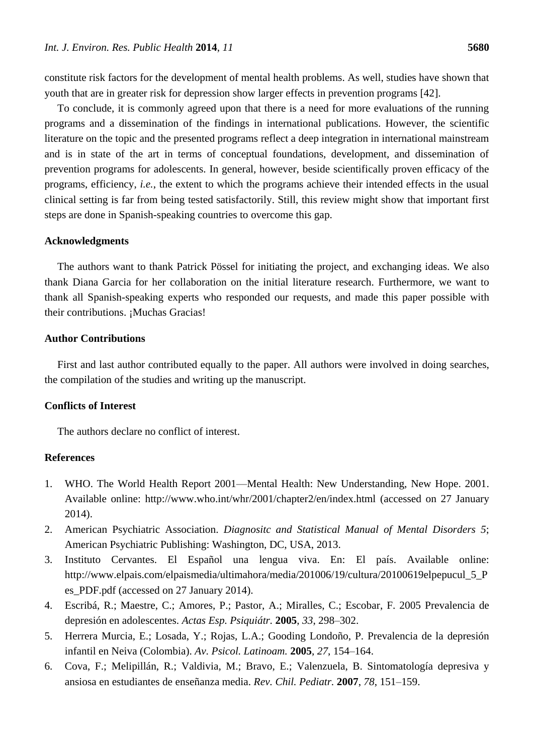constitute risk factors for the development of mental health problems. As well, studies have shown that youth that are in greater risk for depression show larger effects in prevention programs [42].

To conclude, it is commonly agreed upon that there is a need for more evaluations of the running programs and a dissemination of the findings in international publications. However, the scientific literature on the topic and the presented programs reflect a deep integration in international mainstream and is in state of the art in terms of conceptual foundations, development, and dissemination of prevention programs for adolescents. In general, however, beside scientifically proven efficacy of the programs, efficiency, *i.e.*, the extent to which the programs achieve their intended effects in the usual clinical setting is far from being tested satisfactorily. Still, this review might show that important first steps are done in Spanish-speaking countries to overcome this gap.

## Acknowledgments

The authors want to thank Patrick Pössel for initiating the project, and exchanging ideas. We also thank Diana Garcia for her collaboration on the initial literature research. Furthermore, we want to thank all Spanish-speaking experts who responded our requests, and made this paper possible with their contributions. ¡Muchas Gracias!

## Author Contributions

First and last author contributed equally to the paper. All authors were involved in doing searches, the compilation of the studies and writing up the manuscript.

## Conflicts of Interest

The authors declare no conflict of interest.

## References

1. WHO. The World Health Report 2001—Mental Health: New Understanding, New Hope. 2001. Available online: http://www.who.int/whr/2001/chapter2/en/index.html (accessed on 27 January 2014).
2. American Psychiatric Association. *Diagnositc and Statistical Manual of Mental Disorders 5*; American Psychiatric Publishing: Washington, DC, USA, 2013.
3. Instituto Cervantes. El Español una lengua viva. En: El país. Available online: http://www.elpais.com/elpaismedia/ultimahora/media/201006/19/cultura/20100619elpepucul_5_Pes_PDF.pdf (accessed on 27 January 2014).
4. Escribá, R.; Maestre, C.; Amores, P.; Pastor, A.; Miralles, C.; Escobar, F. 2005 Prevalencia de depresión en adolescentes. *Actas Esp. Psiquiátr.* **2005**, *33*, 298–302.
5. Herrera Murcia, E.; Losada, Y.; Rojas, L.A.; Gooding Londoño, P. Prevalencia de la depresión infantil en Neiva (Colombia). *Av. Psicol. Latinoam.* **2005**, *27*, 154–164.
6. Cova, F.; Melipillán, R.; Valdivia, M.; Bravo, E.; Valenzuela, B. Sintomatología depresiva y ansiosa en estudiantes de enseñanza media. *Rev. Chil. Pediatr.* **2007**, *78*, 151–159.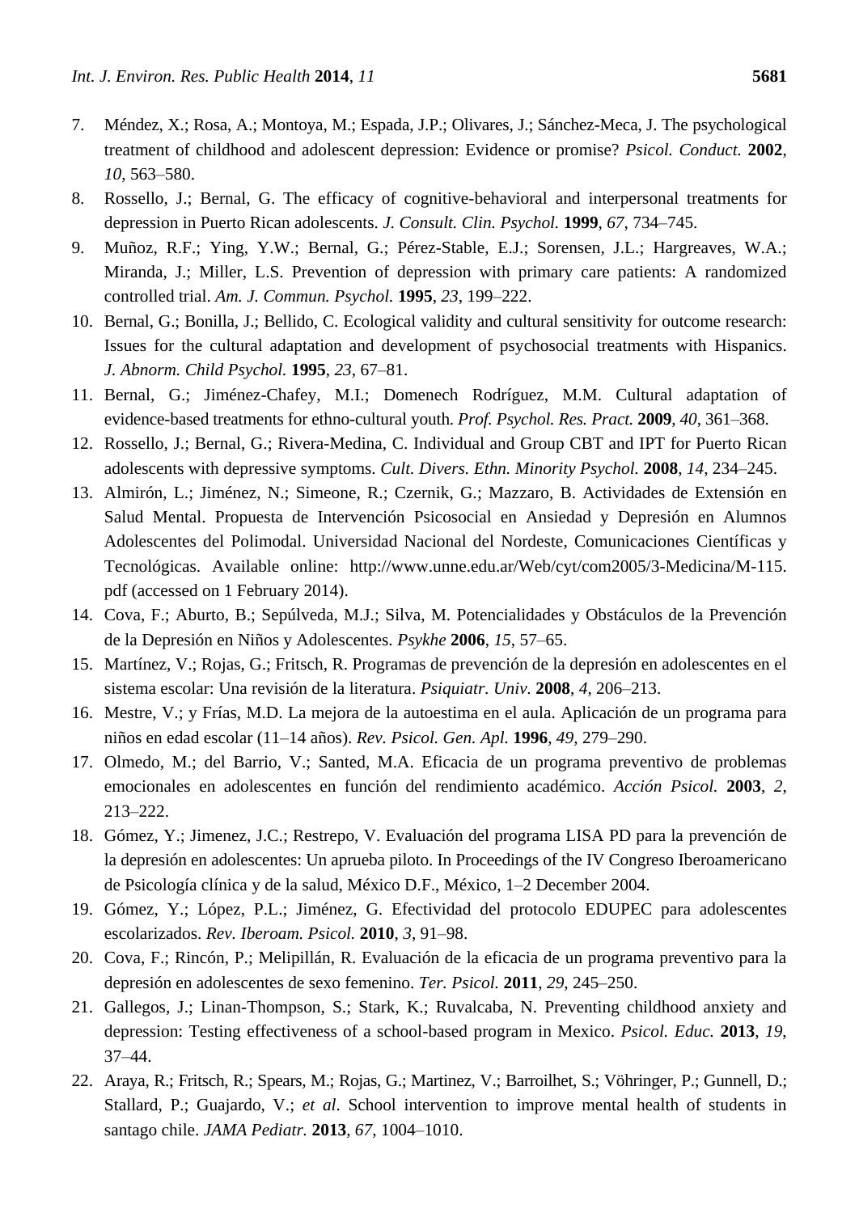7. Méndez, X.; Rosa, A.; Montoya, M.; Espada, J.P.; Olivares, J.; Sánchez-Meca, J. The psychological treatment of childhood and adolescent depression: Evidence or promise? *Psicol. Conduct.* **2002**, *10*, 563–580.
8. Rossello, J.; Bernal, G. The efficacy of cognitive-behavioral and interpersonal treatments for depression in Puerto Rican adolescents. *J. Consult. Clin. Psychol.* **1999**, *67*, 734–745.
9. Muñoz, R.F.; Ying, Y.W.; Bernal, G.; Pérez-Stable, E.J.; Sorensen, J.L.; Hargreaves, W.A.; Miranda, J.; Miller, L.S. Prevention of depression with primary care patients: A randomized controlled trial. *Am. J. Commun. Psychol.* **1995**, *23*, 199–222.
10. Bernal, G.; Bonilla, J.; Bellido, C. Ecological validity and cultural sensitivity for outcome research: Issues for the cultural adaptation and development of psychosocial treatments with Hispanics. *J. Abnorm. Child Psychol.* **1995**, *23*, 67–81.
11. Bernal, G.; Jiménez-Chafey, M.I.; Domenech Rodríguez, M.M. Cultural adaptation of evidence-based treatments for ethno-cultural youth. *Prof. Psychol. Res. Pract.* **2009**, *40*, 361–368.
12. Rossello, J.; Bernal, G.; Rivera-Medina, C. Individual and Group CBT and IPT for Puerto Rican adolescents with depressive symptoms. *Cult. Divers. Ethn. Minority Psychol.* **2008**, *14*, 234–245.
13. Almirón, L.; Jiménez, N.; Simeone, R.; Czernik, G.; Mazzaro, B. Actividades de Extensión en Salud Mental. Propuesta de Intervención Psicosocial en Ansiedad y Depresión en Alumnos Adolescentes del Polimodal. Universidad Nacional del Nordeste, Comunicaciones Científicas y Tecnológicas. Available online: http://www.unne.edu.ar/Web/cyt/com2005/3-Medicina/M-115.pdf (accessed on 1 February 2014).
14. Cova, F.; Aburto, B.; Sepúlveda, M.J.; Silva, M. Potencialidades y Obstáculos de la Prevención de la Depresión en Niños y Adolescentes. *Psykhe* **2006**, *15*, 57–65.
15. Martínez, V.; Rojas, G.; Fritsch, R. Programas de prevención de la depresión en adolescentes en el sistema escolar: Una revisión de la literatura. *Psiquiatr. Univ.* **2008**, *4*, 206–213.
16. Mestre, V.; y Frías, M.D. La mejora de la autoestima en el aula. Aplicación de un programa para niños en edad escolar (11–14 años). *Rev. Psicol. Gen. Apl.* **1996**, *49*, 279–290.
17. Olmedo, M.; del Barrio, V.; Santed, M.A. Eficacia de un programa preventivo de problemas emocionales en adolescentes en función del rendimiento académico. *Acción Psicol.* **2003**, *2*, 213–222.
18. Gómez, Y.; Jimenez, J.C.; Restrepo, V. Evaluación del programa LISA PD para la prevención de la depresión en adolescentes: Un aprueba piloto. In Proceedings of the IV Congreso Iberoamericano de Psicología clínica y de la salud, México D.F., México, 1–2 December 2004.
19. Gómez, Y.; López, P.L.; Jiménez, G. Efectividad del protocolo EDUPEC para adolescentes escolarizados. *Rev. Iberoam. Psicol.* **2010**, *3*, 91–98.
20. Cova, F.; Rincón, P.; Melipillán, R. Evaluación de la eficacia de un programa preventivo para la depresión en adolescentes de sexo femenino. *Ter. Psicol.* **2011**, *29*, 245–250.
21. Gallegos, J.; Linan-Thompson, S.; Stark, K.; Ruvalcaba, N. Preventing childhood anxiety and depression: Testing effectiveness of a school-based program in Mexico. *Psicol. Educ.* **2013**, *19*, 37–44.
22. Araya, R.; Fritsch, R.; Spears, M.; Rojas, G.; Martinez, V.; Barroilhet, S.; Vöhringer, P.; Gunnell, D.; Stallard, P.; Guajardo, V.; *et al*. School intervention to improve mental health of students in santago chile. *JAMA Pediatr.* **2013**, *67*, 1004–1010.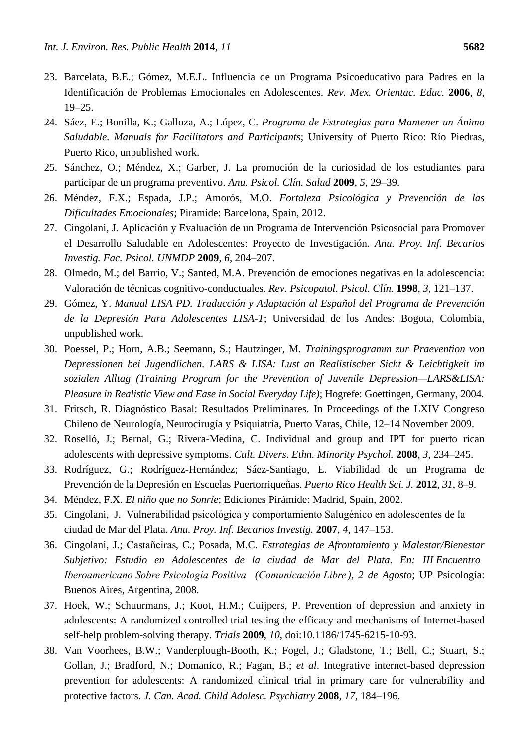23. Barcelata, B.E.; Gómez, M.E.L. Influencia de un Programa Psicoeducativo para Padres en la Identificación de Problemas Emocionales en Adolescentes. *Rev. Mex. Orientac. Educ.* **2006**, *8*, 19–25.
24. Sáez, E.; Bonilla, K.; Galloza, A.; López, C. *Programa de Estrategias para Mantener un Ánimo Saludable. Manuals for Facilitators and Participants*; University of Puerto Rico: Río Piedras, Puerto Rico, unpublished work.
25. Sánchez, O.; Méndez, X.; Garber, J. La promoción de la curiosidad de los estudiantes para participar de un programa preventivo. *Anu. Psicol. Clín. Salud* **2009**, *5*, 29–39.
26. Méndez, F.X.; Espada, J.P.; Amorós, M.O. *Fortaleza Psicológica y Prevención de las Dificultades Emocionales*; Piramide: Barcelona, Spain, 2012.
27. Cingolani, J. Aplicación y Evaluación de un Programa de Intervención Psicosocial para Promover el Desarrollo Saludable en Adolescentes: Proyecto de Investigación. *Anu. Proy. Inf. Becarios Investig. Fac. Psicol. UNMDP* **2009**, *6*, 204–207.
28. Olmedo, M.; del Barrio, V.; Santed, M.A. Prevención de emociones negativas en la adolescencia: Valoración de técnicas cognitivo-conductuales. *Rev. Psicopatol. Psicol. Clín.* **1998**, *3*, 121–137.
29. Gómez, Y. *Manual LISA PD. Traducción y Adaptación al Español del Programa de Prevención de la Depresión Para Adolescentes LISA-T*; Universidad de los Andes: Bogota, Colombia, unpublished work.
30. Poessel, P.; Horn, A.B.; Seemann, S.; Hautzinger, M. *Trainingsprogramm zur Praevention von Depressionen bei Jugendlichen. LARS & LISA: Lust an Realistischer Sicht & Leichtigkeit im sozialen Alltag (Training Program for the Prevention of Juvenile Depression—LARS&LISA: Pleasure in Realistic View and Ease in Social Everyday Life)*; Hogrefe: Goettingen, Germany, 2004.
31. Fritsch, R. Diagnóstico Basal: Resultados Preliminares. In Proceedings of the LXIV Congreso Chileno de Neurología, Neurocirugía y Psiquiatría, Puerto Varas, Chile, 12–14 November 2009.
32. Roselló, J.; Bernal, G.; Rivera-Medina, C. Individual and group and IPT for puerto rican adolescents with depressive symptoms. *Cult. Divers. Ethn. Minority Psychol.* **2008**, *3*, 234–245.
33. Rodríguez, G.; Rodríguez-Hernández; Sáez-Santiago, E. Viabilidad de un Programa de Prevención de la Depresión en Escuelas Puertorriqueñas. *Puerto Rico Health Sci. J.* **2012**, *31*, 8–9.
34. Méndez, F.X. *El niño que no Sonríe*; Ediciones Pirámide: Madrid, Spain, 2002.
35. Cingolani, J. Vulnerabilidad psicológica y comportamiento Salugénico en adolescentes de la ciudad de Mar del Plata. *Anu. Proy. Inf. Becarios Investig.* **2007**, *4*, 147–153.
36. Cingolani, J.; Castañeiras, C.; Posada, M.C. *Estrategias de Afrontamiento y Malestar/Bienestar Subjetivo: Estudio en Adolescentes de la ciudad de Mar del Plata. En: III Encuentro Iberoamericano Sobre Psicología Positiva (Comunicación Libre), 2 de Agosto*; UP Psicología: Buenos Aires, Argentina, 2008.
37. Hoek, W.; Schuurmans, J.; Koot, H.M.; Cuijpers, P. Prevention of depression and anxiety in adolescents: A randomized controlled trial testing the efficacy and mechanisms of Internet-based self-help problem-solving therapy. *Trials* **2009**, *10*, doi:10.1186/1745-6215-10-93.
38. Van Voorhees, B.W.; Vanderplough-Booth, K.; Fogel, J.; Gladstone, T.; Bell, C.; Stuart, S.; Gollan, J.; Bradford, N.; Domanico, R.; Fagan, B.; *et al*. Integrative internet-based depression prevention for adolescents: A randomized clinical trial in primary care for vulnerability and protective factors. *J. Can. Acad. Child Adolesc. Psychiatry* **2008**, *17*, 184–196.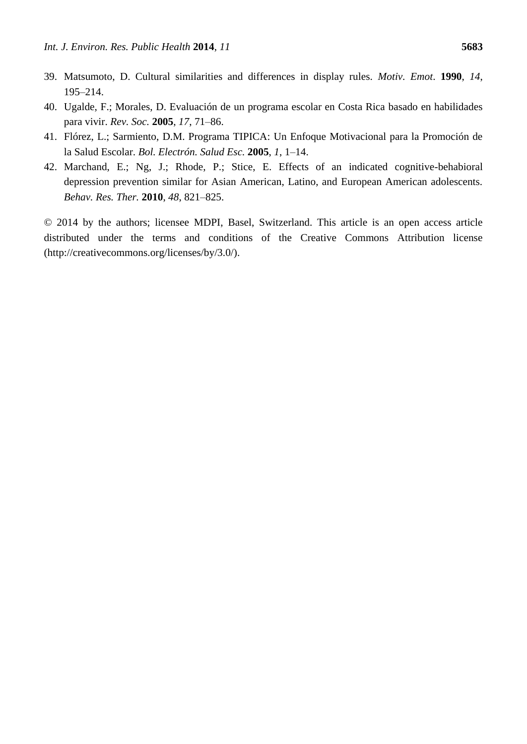39. Matsumoto, D. Cultural similarities and differences in display rules. *Motiv. Emot*. **1990**, *14*, 195–214.
40. Ugalde, F.; Morales, D. Evaluación de un programa escolar en Costa Rica basado en habilidades para vivir. *Rev. Soc.* **2005**, *17*, 71–86.
41. Flórez, L.; Sarmiento, D.M. Programa TIPICA: Un Enfoque Motivacional para la Promoción de la Salud Escolar. *Bol. Electrón. Salud Esc.* **2005**, *1*, 1–14.
42. Marchand, E.; Ng, J.; Rhode, P.; Stice, E. Effects of an indicated cognitive-behabioral depression prevention similar for Asian American, Latino, and European American adolescents. *Behav. Res. Ther.* **2010**, *48*, 821–825.

© 2014 by the authors; licensee MDPI, Basel, Switzerland. This article is an open access article distributed under the terms and conditions of the Creative Commons Attribution license (http://creativecommons.org/licenses/by/3.0/).